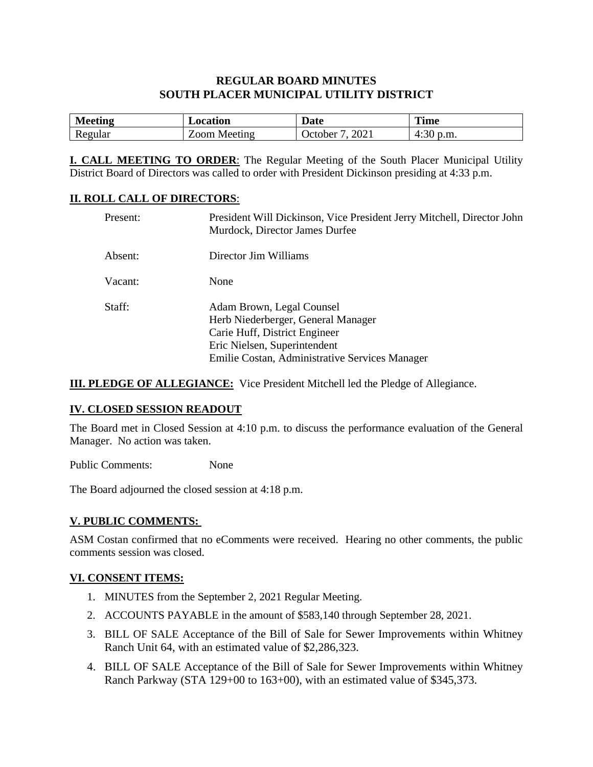# REGULAR BOARD MINUTES
# SOUTH PLACER MUNICIPAL UTILITY DISTRICT

| Meeting | Location | Date | Time |
|---|---|---|---|
| Regular | Zoom Meeting | October 7, 2021 | 4:30 p.m. |

**I. CALL MEETING TO ORDER**: The Regular Meeting of the South Placer Municipal Utility District Board of Directors was called to order with President Dickinson presiding at 4:33 p.m.

**II. ROLL CALL OF DIRECTORS**:

Present: President Will Dickinson, Vice President Jerry Mitchell, Director John Murdock, Director James Durfee

Absent: Director Jim Williams

Vacant: None

Staff: Adam Brown, Legal Counsel
Herb Niederberger, General Manager
Carie Huff, District Engineer
Eric Nielsen, Superintendent
Emilie Costan, Administrative Services Manager

**III. PLEDGE OF ALLEGIANCE:** Vice President Mitchell led the Pledge of Allegiance.

**IV. CLOSED SESSION READOUT**

The Board met in Closed Session at 4:10 p.m. to discuss the performance evaluation of the General Manager. No action was taken.

Public Comments: None

The Board adjourned the closed session at 4:18 p.m.

**V. PUBLIC COMMENTS:**

ASM Costan confirmed that no eComments were received. Hearing no other comments, the public comments session was closed.

**VI. CONSENT ITEMS:**

1. MINUTES from the September 2, 2021 Regular Meeting.
2. ACCOUNTS PAYABLE in the amount of $583,140 through September 28, 2021.
3. BILL OF SALE Acceptance of the Bill of Sale for Sewer Improvements within Whitney Ranch Unit 64, with an estimated value of $2,286,323.
4. BILL OF SALE Acceptance of the Bill of Sale for Sewer Improvements within Whitney Ranch Parkway (STA 129+00 to 163+00), with an estimated value of $345,373.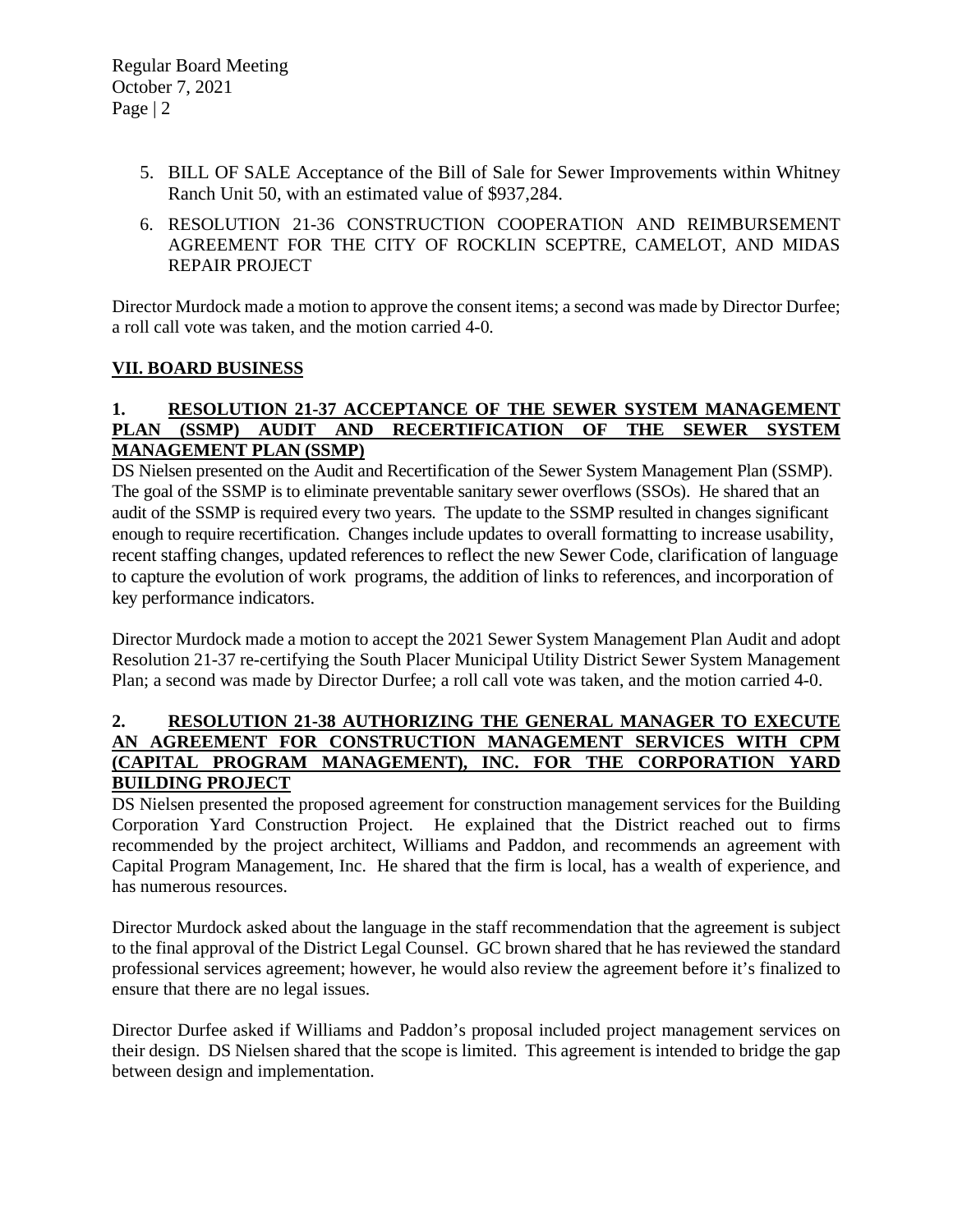5. BILL OF SALE Acceptance of the Bill of Sale for Sewer Improvements within Whitney Ranch Unit 50, with an estimated value of $937,284.

6. RESOLUTION 21-36 CONSTRUCTION COOPERATION AND REIMBURSEMENT AGREEMENT FOR THE CITY OF ROCKLIN SCEPTRE, CAMELOT, AND MIDAS REPAIR PROJECT

Director Murdock made a motion to approve the consent items; a second was made by Director Durfee; a roll call vote was taken, and the motion carried 4-0.

## VII. BOARD BUSINESS

### 1. RESOLUTION 21-37 ACCEPTANCE OF THE SEWER SYSTEM MANAGEMENT PLAN (SSMP) AUDIT AND RECERTIFICATION OF THE SEWER SYSTEM MANAGEMENT PLAN (SSMP)

DS Nielsen presented on the Audit and Recertification of the Sewer System Management Plan (SSMP). The goal of the SSMP is to eliminate preventable sanitary sewer overflows (SSOs). He shared that an audit of the SSMP is required every two years. The update to the SSMP resulted in changes significant enough to require recertification. Changes include updates to overall formatting to increase usability, recent staffing changes, updated references to reflect the new Sewer Code, clarification of language to capture the evolution of work programs, the addition of links to references, and incorporation of key performance indicators.

Director Murdock made a motion to accept the 2021 Sewer System Management Plan Audit and adopt Resolution 21-37 re-certifying the South Placer Municipal Utility District Sewer System Management Plan; a second was made by Director Durfee; a roll call vote was taken, and the motion carried 4-0.

### 2. RESOLUTION 21-38 AUTHORIZING THE GENERAL MANAGER TO EXECUTE AN AGREEMENT FOR CONSTRUCTION MANAGEMENT SERVICES WITH CPM (CAPITAL PROGRAM MANAGEMENT), INC. FOR THE CORPORATION YARD BUILDING PROJECT

DS Nielsen presented the proposed agreement for construction management services for the Building Corporation Yard Construction Project. He explained that the District reached out to firms recommended by the project architect, Williams and Paddon, and recommends an agreement with Capital Program Management, Inc. He shared that the firm is local, has a wealth of experience, and has numerous resources.

Director Murdock asked about the language in the staff recommendation that the agreement is subject to the final approval of the District Legal Counsel. GC brown shared that he has reviewed the standard professional services agreement; however, he would also review the agreement before it's finalized to ensure that there are no legal issues.

Director Durfee asked if Williams and Paddon's proposal included project management services on their design. DS Nielsen shared that the scope is limited. This agreement is intended to bridge the gap between design and implementation.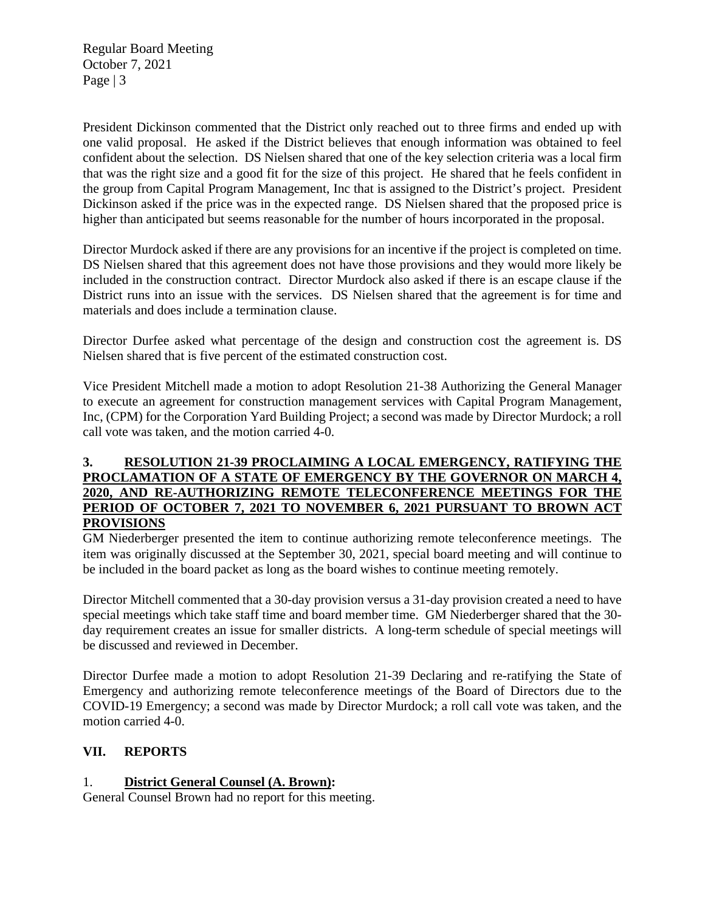President Dickinson commented that the District only reached out to three firms and ended up with one valid proposal. He asked if the District believes that enough information was obtained to feel confident about the selection. DS Nielsen shared that one of the key selection criteria was a local firm that was the right size and a good fit for the size of this project. He shared that he feels confident in the group from Capital Program Management, Inc that is assigned to the District's project. President Dickinson asked if the price was in the expected range. DS Nielsen shared that the proposed price is higher than anticipated but seems reasonable for the number of hours incorporated in the proposal.

Director Murdock asked if there are any provisions for an incentive if the project is completed on time. DS Nielsen shared that this agreement does not have those provisions and they would more likely be included in the construction contract. Director Murdock also asked if there is an escape clause if the District runs into an issue with the services. DS Nielsen shared that the agreement is for time and materials and does include a termination clause.

Director Durfee asked what percentage of the design and construction cost the agreement is. DS Nielsen shared that is five percent of the estimated construction cost.

Vice President Mitchell made a motion to adopt Resolution 21-38 Authorizing the General Manager to execute an agreement for construction management services with Capital Program Management, Inc, (CPM) for the Corporation Yard Building Project; a second was made by Director Murdock; a roll call vote was taken, and the motion carried 4-0.

**3. RESOLUTION 21-39 PROCLAIMING A LOCAL EMERGENCY, RATIFYING THE PROCLAMATION OF A STATE OF EMERGENCY BY THE GOVERNOR ON MARCH 4, 2020, AND RE-AUTHORIZING REMOTE TELECONFERENCE MEETINGS FOR THE PERIOD OF OCTOBER 7, 2021 TO NOVEMBER 6, 2021 PURSUANT TO BROWN ACT PROVISIONS**

GM Niederberger presented the item to continue authorizing remote teleconference meetings. The item was originally discussed at the September 30, 2021, special board meeting and will continue to be included in the board packet as long as the board wishes to continue meeting remotely.

Director Mitchell commented that a 30-day provision versus a 31-day provision created a need to have special meetings which take staff time and board member time. GM Niederberger shared that the 30-day requirement creates an issue for smaller districts. A long-term schedule of special meetings will be discussed and reviewed in December.

Director Durfee made a motion to adopt Resolution 21-39 Declaring and re-ratifying the State of Emergency and authorizing remote teleconference meetings of the Board of Directors due to the COVID-19 Emergency; a second was made by Director Murdock; a roll call vote was taken, and the motion carried 4-0.

## VII. REPORTS

1. **District General Counsel (A. Brown):**

General Counsel Brown had no report for this meeting.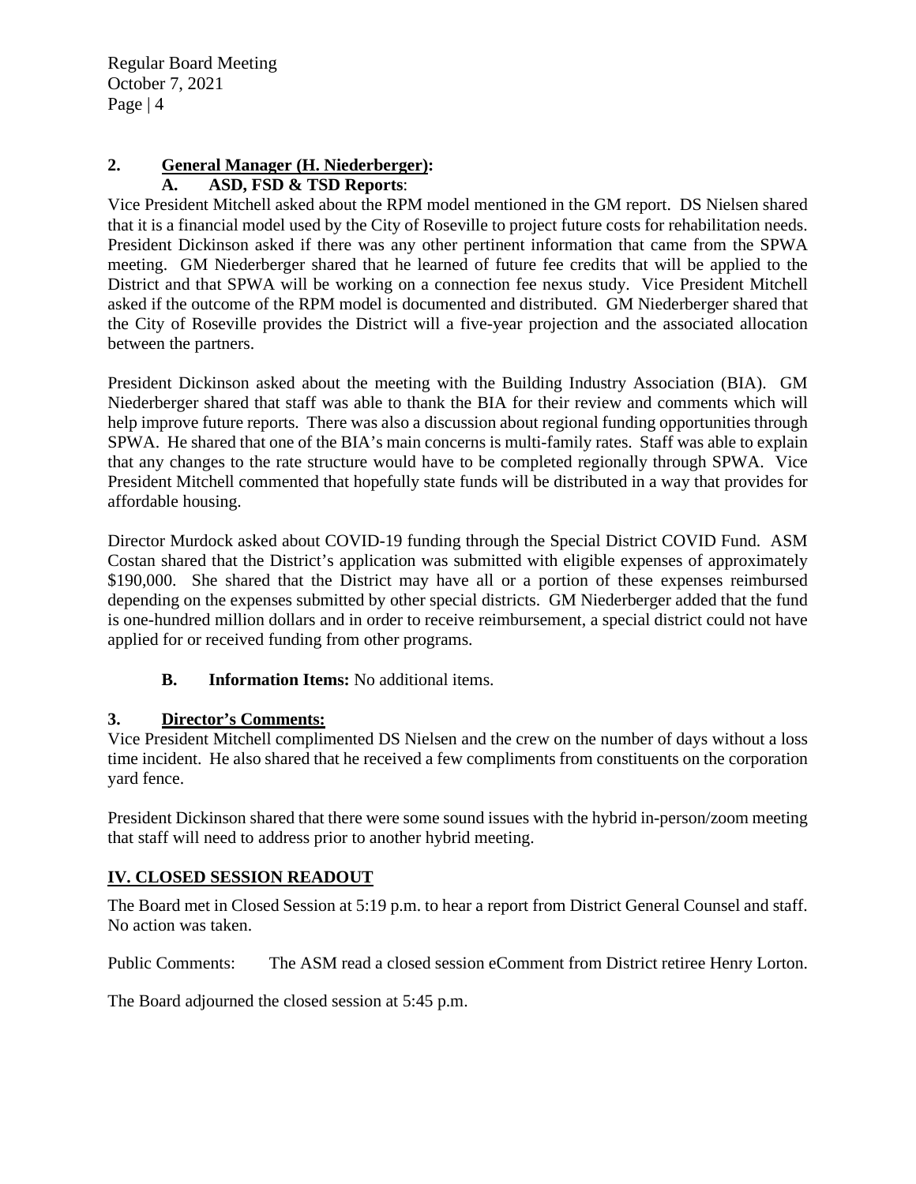## 2. General Manager (H. Niederberger):

### A. ASD, FSD & TSD Reports:

Vice President Mitchell asked about the RPM model mentioned in the GM report. DS Nielsen shared that it is a financial model used by the City of Roseville to project future costs for rehabilitation needs. President Dickinson asked if there was any other pertinent information that came from the SPWA meeting. GM Niederberger shared that he learned of future fee credits that will be applied to the District and that SPWA will be working on a connection fee nexus study. Vice President Mitchell asked if the outcome of the RPM model is documented and distributed. GM Niederberger shared that the City of Roseville provides the District will a five-year projection and the associated allocation between the partners.

President Dickinson asked about the meeting with the Building Industry Association (BIA). GM Niederberger shared that staff was able to thank the BIA for their review and comments which will help improve future reports. There was also a discussion about regional funding opportunities through SPWA. He shared that one of the BIA's main concerns is multi-family rates. Staff was able to explain that any changes to the rate structure would have to be completed regionally through SPWA. Vice President Mitchell commented that hopefully state funds will be distributed in a way that provides for affordable housing.

Director Murdock asked about COVID-19 funding through the Special District COVID Fund. ASM Costan shared that the District's application was submitted with eligible expenses of approximately $190,000. She shared that the District may have all or a portion of these expenses reimbursed depending on the expenses submitted by other special districts. GM Niederberger added that the fund is one-hundred million dollars and in order to receive reimbursement, a special district could not have applied for or received funding from other programs.

### B. Information Items: No additional items.

## 3. Director's Comments:

Vice President Mitchell complimented DS Nielsen and the crew on the number of days without a loss time incident. He also shared that he received a few compliments from constituents on the corporation yard fence.

President Dickinson shared that there were some sound issues with the hybrid in-person/zoom meeting that staff will need to address prior to another hybrid meeting.

## IV. CLOSED SESSION READOUT

The Board met in Closed Session at 5:19 p.m. to hear a report from District General Counsel and staff. No action was taken.

Public Comments: The ASM read a closed session eComment from District retiree Henry Lorton.

The Board adjourned the closed session at 5:45 p.m.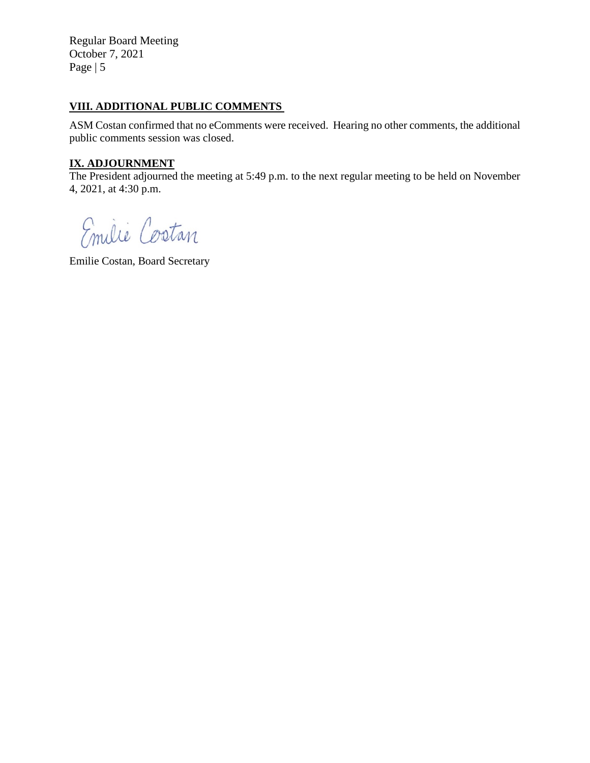## VIII. ADDITIONAL PUBLIC COMMENTS

ASM Costan confirmed that no eComments were received. Hearing no other comments, the additional public comments session was closed.

## IX. ADJOURNMENT

The President adjourned the meeting at 5:49 p.m. to the next regular meeting to be held on November 4, 2021, at 4:30 p.m.

Emilie Costan

Emilie Costan, Board Secretary